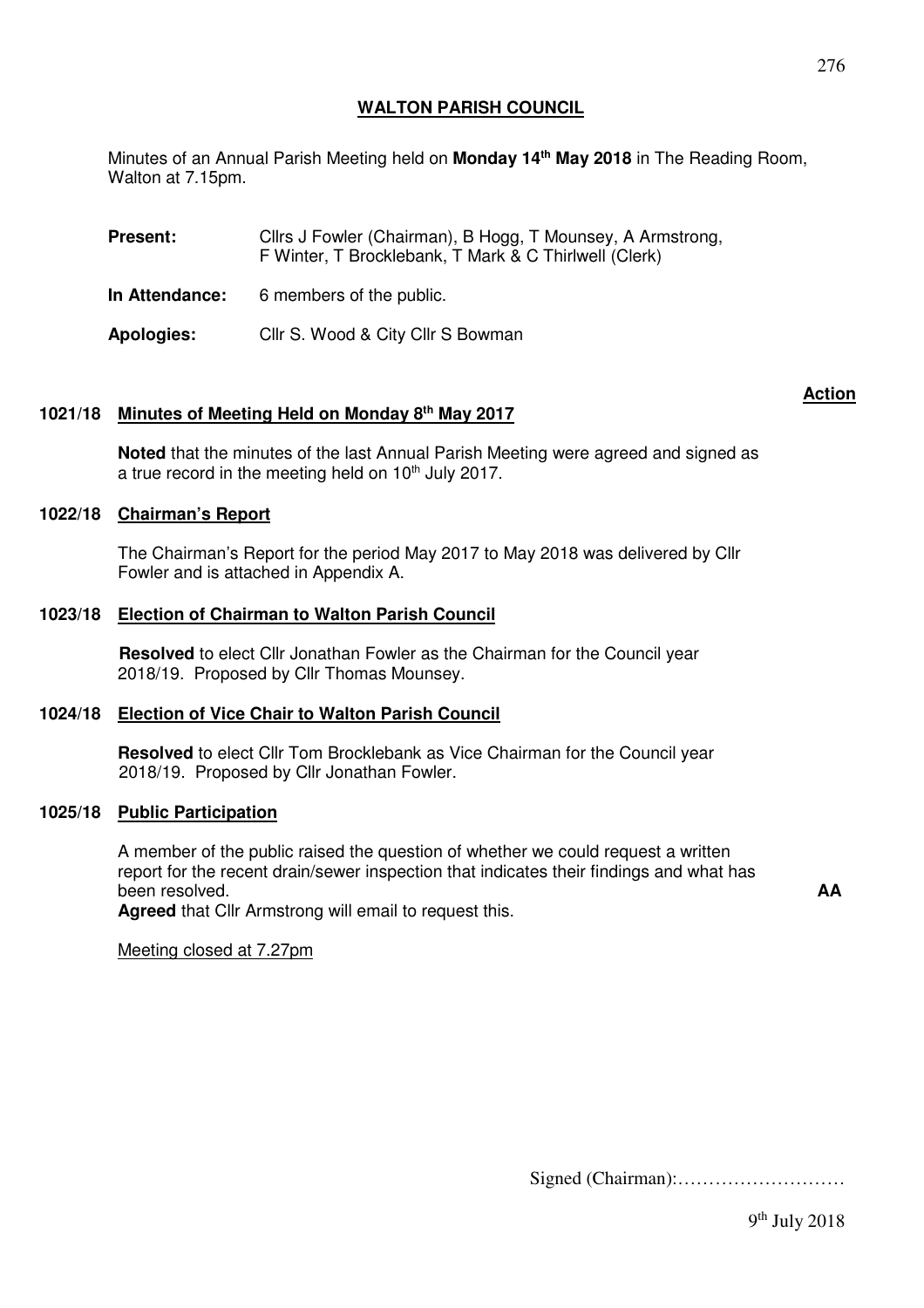# WALTON PARISH COUNCIL

Minutes of an Annual Parish Meeting held on **Monday 14th May 2018** in The Reading Room, Walton at 7.15pm.

**Present:** Cllrs J Fowler (Chairman), B Hogg, T Mounsey, A Armstrong, F Winter, T Brocklebank, T Mark & C Thirlwell (Clerk)

**In Attendance:** 6 members of the public.

**Apologies:** Cllr S. Wood & City Cllr S Bowman

**Action**

## 1021/18 Minutes of Meeting Held on Monday 8th May 2017

**Noted** that the minutes of the last Annual Parish Meeting were agreed and signed as a true record in the meeting held on 10th July 2017.

## 1022/18 Chairman's Report

The Chairman's Report for the period May 2017 to May 2018 was delivered by Cllr Fowler and is attached in Appendix A.

## 1023/18 Election of Chairman to Walton Parish Council

**Resolved** to elect Cllr Jonathan Fowler as the Chairman for the Council year 2018/19. Proposed by Cllr Thomas Mounsey.

## 1024/18 Election of Vice Chair to Walton Parish Council

**Resolved** to elect Cllr Tom Brocklebank as Vice Chairman for the Council year 2018/19. Proposed by Cllr Jonathan Fowler.

## 1025/18 Public Participation

A member of the public raised the question of whether we could request a written report for the recent drain/sewer inspection that indicates their findings and what has been resolved. **AA**

**Agreed** that Cllr Armstrong will email to request this.

Meeting closed at 7.27pm

Signed (Chairman):………………………

9th July 2018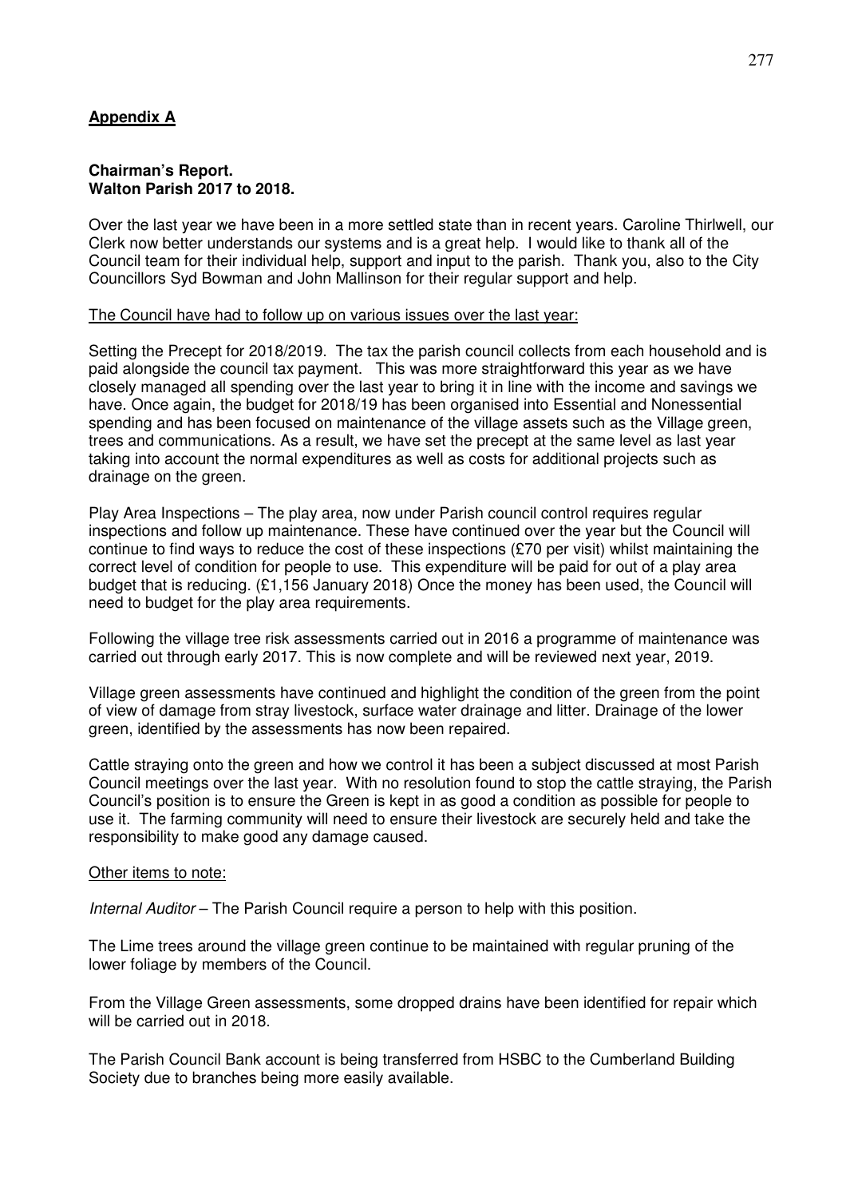## **Appendix A**

**Chairman's Report.**
**Walton Parish 2017 to 2018.**

Over the last year we have been in a more settled state than in recent years. Caroline Thirlwell, our Clerk now better understands our systems and is a great help. I would like to thank all of the Council team for their individual help, support and input to the parish. Thank you, also to the City Councillors Syd Bowman and John Mallinson for their regular support and help.

<u>The Council have had to follow up on various issues over the last year:</u>

Setting the Precept for 2018/2019. The tax the parish council collects from each household and is paid alongside the council tax payment. This was more straightforward this year as we have closely managed all spending over the last year to bring it in line with the income and savings we have. Once again, the budget for 2018/19 has been organised into Essential and Nonessential spending and has been focused on maintenance of the village assets such as the Village green, trees and communications. As a result, we have set the precept at the same level as last year taking into account the normal expenditures as well as costs for additional projects such as drainage on the green.

Play Area Inspections – The play area, now under Parish council control requires regular inspections and follow up maintenance. These have continued over the year but the Council will continue to find ways to reduce the cost of these inspections (£70 per visit) whilst maintaining the correct level of condition for people to use. This expenditure will be paid for out of a play area budget that is reducing. (£1,156 January 2018) Once the money has been used, the Council will need to budget for the play area requirements.

Following the village tree risk assessments carried out in 2016 a programme of maintenance was carried out through early 2017. This is now complete and will be reviewed next year, 2019.

Village green assessments have continued and highlight the condition of the green from the point of view of damage from stray livestock, surface water drainage and litter. Drainage of the lower green, identified by the assessments has now been repaired.

Cattle straying onto the green and how we control it has been a subject discussed at most Parish Council meetings over the last year. With no resolution found to stop the cattle straying, the Parish Council's position is to ensure the Green is kept in as good a condition as possible for people to use it. The farming community will need to ensure their livestock are securely held and take the responsibility to make good any damage caused.

<u>Other items to note:</u>

*Internal Auditor* – The Parish Council require a person to help with this position.

The Lime trees around the village green continue to be maintained with regular pruning of the lower foliage by members of the Council.

From the Village Green assessments, some dropped drains have been identified for repair which will be carried out in 2018.

The Parish Council Bank account is being transferred from HSBC to the Cumberland Building Society due to branches being more easily available.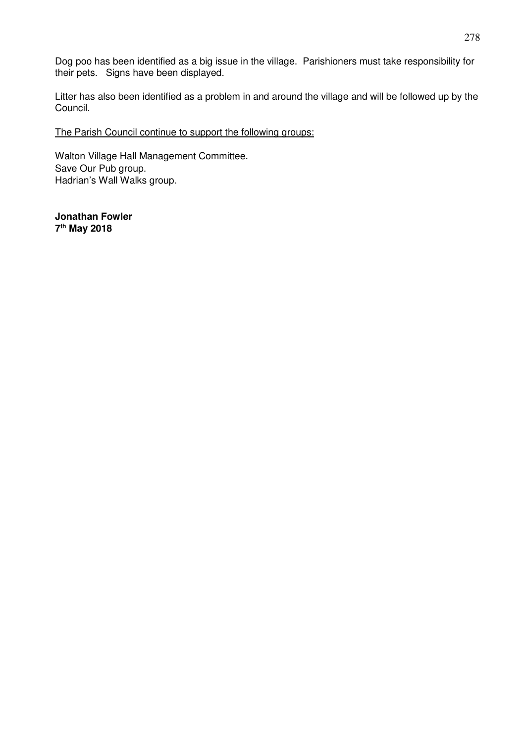Dog poo has been identified as a big issue in the village. Parishioners must take responsibility for their pets. Signs have been displayed.

Litter has also been identified as a problem in and around the village and will be followed up by the Council.

<u>The Parish Council continue to support the following groups:</u>

Walton Village Hall Management Committee.
Save Our Pub group.
Hadrian's Wall Walks group.

**Jonathan Fowler**
**7th May 2018**